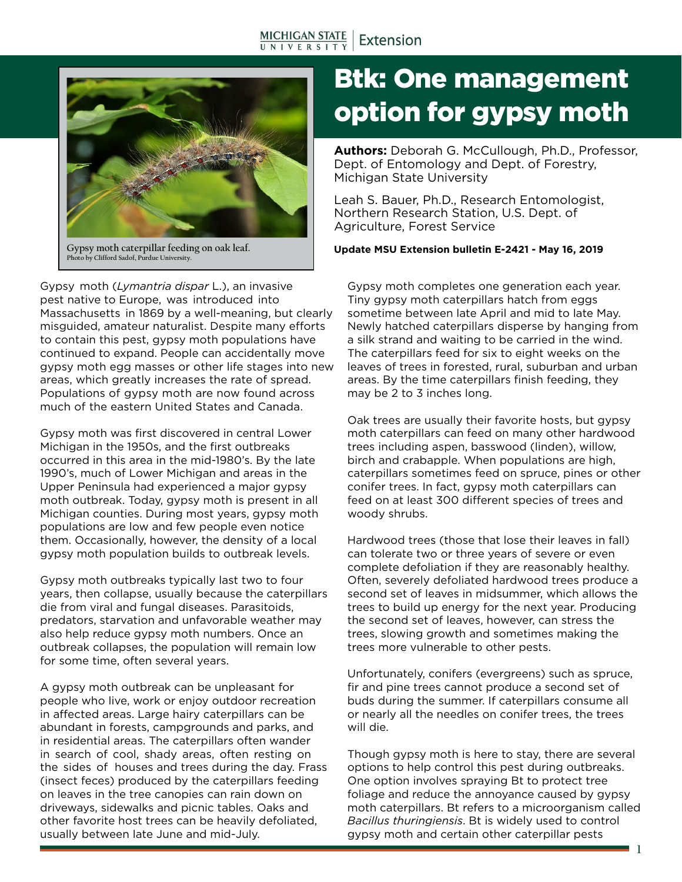Gypsy moth caterpillar feeding on oak leaf.
Photo by Clifford Sadof, Purdue University.

# Btk: One management option for gypsy moth

**Authors:** Deborah G. McCullough, Ph.D., Professor, Dept. of Entomology and Dept. of Forestry, Michigan State University

Leah S. Bauer, Ph.D., Research Entomologist, Northern Research Station, U.S. Dept. of Agriculture, Forest Service

**Update MSU Extension bulletin E-2421 - May 16, 2019**

Gypsy moth (*Lymantria dispar* L.), an invasive pest native to Europe, was introduced into Massachusetts in 1869 by a well-meaning, but clearly misguided, amateur naturalist. Despite many efforts to contain this pest, gypsy moth populations have continued to expand. People can accidentally move gypsy moth egg masses or other life stages into new areas, which greatly increases the rate of spread. Populations of gypsy moth are now found across much of the eastern United States and Canada.

Gypsy moth was first discovered in central Lower Michigan in the 1950s, and the first outbreaks occurred in this area in the mid-1980's. By the late 1990's, much of Lower Michigan and areas in the Upper Peninsula had experienced a major gypsy moth outbreak. Today, gypsy moth is present in all Michigan counties. During most years, gypsy moth populations are low and few people even notice them. Occasionally, however, the density of a local gypsy moth population builds to outbreak levels.

Gypsy moth outbreaks typically last two to four years, then collapse, usually because the caterpillars die from viral and fungal diseases. Parasitoids, predators, starvation and unfavorable weather may also help reduce gypsy moth numbers. Once an outbreak collapses, the population will remain low for some time, often several years.

A gypsy moth outbreak can be unpleasant for people who live, work or enjoy outdoor recreation in affected areas. Large hairy caterpillars can be abundant in forests, campgrounds and parks, and in residential areas. The caterpillars often wander in search of cool, shady areas, often resting on the sides of houses and trees during the day. Frass (insect feces) produced by the caterpillars feeding on leaves in the tree canopies can rain down on driveways, sidewalks and picnic tables. Oaks and other favorite host trees can be heavily defoliated, usually between late June and mid-July.

Gypsy moth completes one generation each year. Tiny gypsy moth caterpillars hatch from eggs sometime between late April and mid to late May. Newly hatched caterpillars disperse by hanging from a silk strand and waiting to be carried in the wind. The caterpillars feed for six to eight weeks on the leaves of trees in forested, rural, suburban and urban areas. By the time caterpillars finish feeding, they may be 2 to 3 inches long.

Oak trees are usually their favorite hosts, but gypsy moth caterpillars can feed on many other hardwood trees including aspen, basswood (linden), willow, birch and crabapple. When populations are high, caterpillars sometimes feed on spruce, pines or other conifer trees. In fact, gypsy moth caterpillars can feed on at least 300 different species of trees and woody shrubs.

Hardwood trees (those that lose their leaves in fall) can tolerate two or three years of severe or even complete defoliation if they are reasonably healthy. Often, severely defoliated hardwood trees produce a second set of leaves in midsummer, which allows the trees to build up energy for the next year. Producing the second set of leaves, however, can stress the trees, slowing growth and sometimes making the trees more vulnerable to other pests.

Unfortunately, conifers (evergreens) such as spruce, fir and pine trees cannot produce a second set of buds during the summer. If caterpillars consume all or nearly all the needles on conifer trees, the trees will die.

Though gypsy moth is here to stay, there are several options to help control this pest during outbreaks. One option involves spraying Bt to protect tree foliage and reduce the annoyance caused by gypsy moth caterpillars. Bt refers to a microorganism called *Bacillus thuringiensis*. Bt is widely used to control gypsy moth and certain other caterpillar pests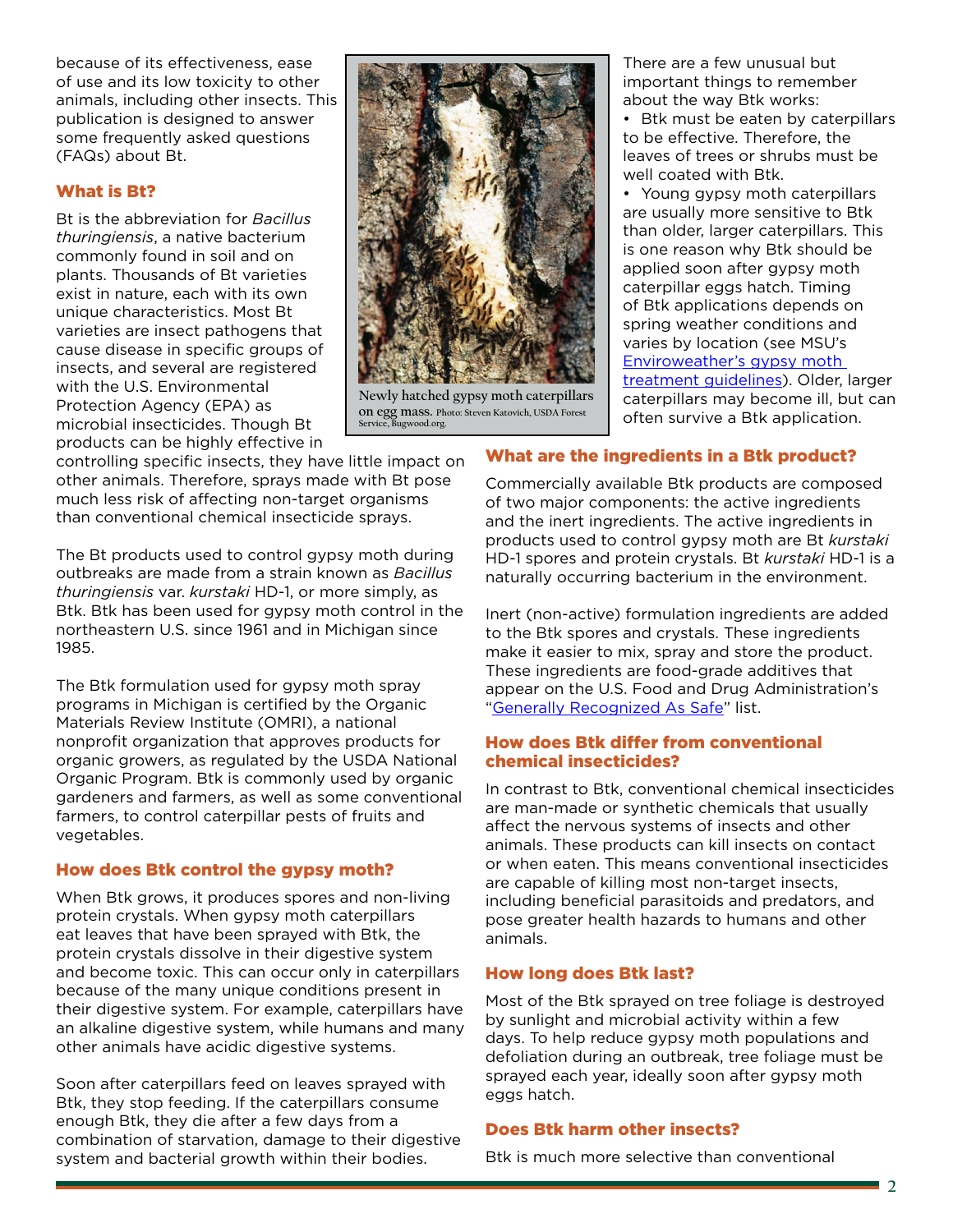because of its effectiveness, ease of use and its low toxicity to other animals, including other insects. This publication is designed to answer some frequently asked questions (FAQs) about Bt.

Newly hatched gypsy moth caterpillars on egg mass. Photo: Steven Katovich, USDA Forest Service, Bugwood.org.

## What is Bt?

Bt is the abbreviation for *Bacillus thuringiensis*, a native bacterium commonly found in soil and on plants. Thousands of Bt varieties exist in nature, each with its own unique characteristics. Most Bt varieties are insect pathogens that cause disease in specific groups of insects, and several are registered with the U.S. Environmental Protection Agency (EPA) as microbial insecticides. Though Bt products can be highly effective in controlling specific insects, they have little impact on other animals. Therefore, sprays made with Bt pose much less risk of affecting non-target organisms than conventional chemical insecticide sprays.

The Bt products used to control gypsy moth during outbreaks are made from a strain known as *Bacillus thuringiensis* var. *kurstaki* HD-1, or more simply, as Btk. Btk has been used for gypsy moth control in the northeastern U.S. since 1961 and in Michigan since 1985.

The Btk formulation used for gypsy moth spray programs in Michigan is certified by the Organic Materials Review Institute (OMRI), a national nonprofit organization that approves products for organic growers, as regulated by the USDA National Organic Program. Btk is commonly used by organic gardeners and farmers, as well as some conventional farmers, to control caterpillar pests of fruits and vegetables.

## How does Btk control the gypsy moth?

When Btk grows, it produces spores and non-living protein crystals. When gypsy moth caterpillars eat leaves that have been sprayed with Btk, the protein crystals dissolve in their digestive system and become toxic. This can occur only in caterpillars because of the many unique conditions present in their digestive system. For example, caterpillars have an alkaline digestive system, while humans and many other animals have acidic digestive systems.

Soon after caterpillars feed on leaves sprayed with Btk, they stop feeding. If the caterpillars consume enough Btk, they die after a few days from a combination of starvation, damage to their digestive system and bacterial growth within their bodies.

There are a few unusual but important things to remember about the way Btk works:

- Btk must be eaten by caterpillars to be effective. Therefore, the leaves of trees or shrubs must be well coated with Btk.
- Young gypsy moth caterpillars are usually more sensitive to Btk than older, larger caterpillars. This is one reason why Btk should be applied soon after gypsy moth caterpillar eggs hatch. Timing of Btk applications depends on spring weather conditions and varies by location (see MSU's [Enviroweather's gypsy moth treatment guidelines]). Older, larger caterpillars may become ill, but can often survive a Btk application.

## What are the ingredients in a Btk product?

Commercially available Btk products are composed of two major components: the active ingredients and the inert ingredients. The active ingredients in products used to control gypsy moth are Bt *kurstaki* HD-1 spores and protein crystals. Bt *kurstaki* HD-1 is a naturally occurring bacterium in the environment.

Inert (non-active) formulation ingredients are added to the Btk spores and crystals. These ingredients make it easier to mix, spray and store the product. These ingredients are food-grade additives that appear on the U.S. Food and Drug Administration's "Generally Recognized As Safe" list.

## How does Btk differ from conventional chemical insecticides?

In contrast to Btk, conventional chemical insecticides are man-made or synthetic chemicals that usually affect the nervous systems of insects and other animals. These products can kill insects on contact or when eaten. This means conventional insecticides are capable of killing most non-target insects, including beneficial parasitoids and predators, and pose greater health hazards to humans and other animals.

## How long does Btk last?

Most of the Btk sprayed on tree foliage is destroyed by sunlight and microbial activity within a few days. To help reduce gypsy moth populations and defoliation during an outbreak, tree foliage must be sprayed each year, ideally soon after gypsy moth eggs hatch.

## Does Btk harm other insects?

Btk is much more selective than conventional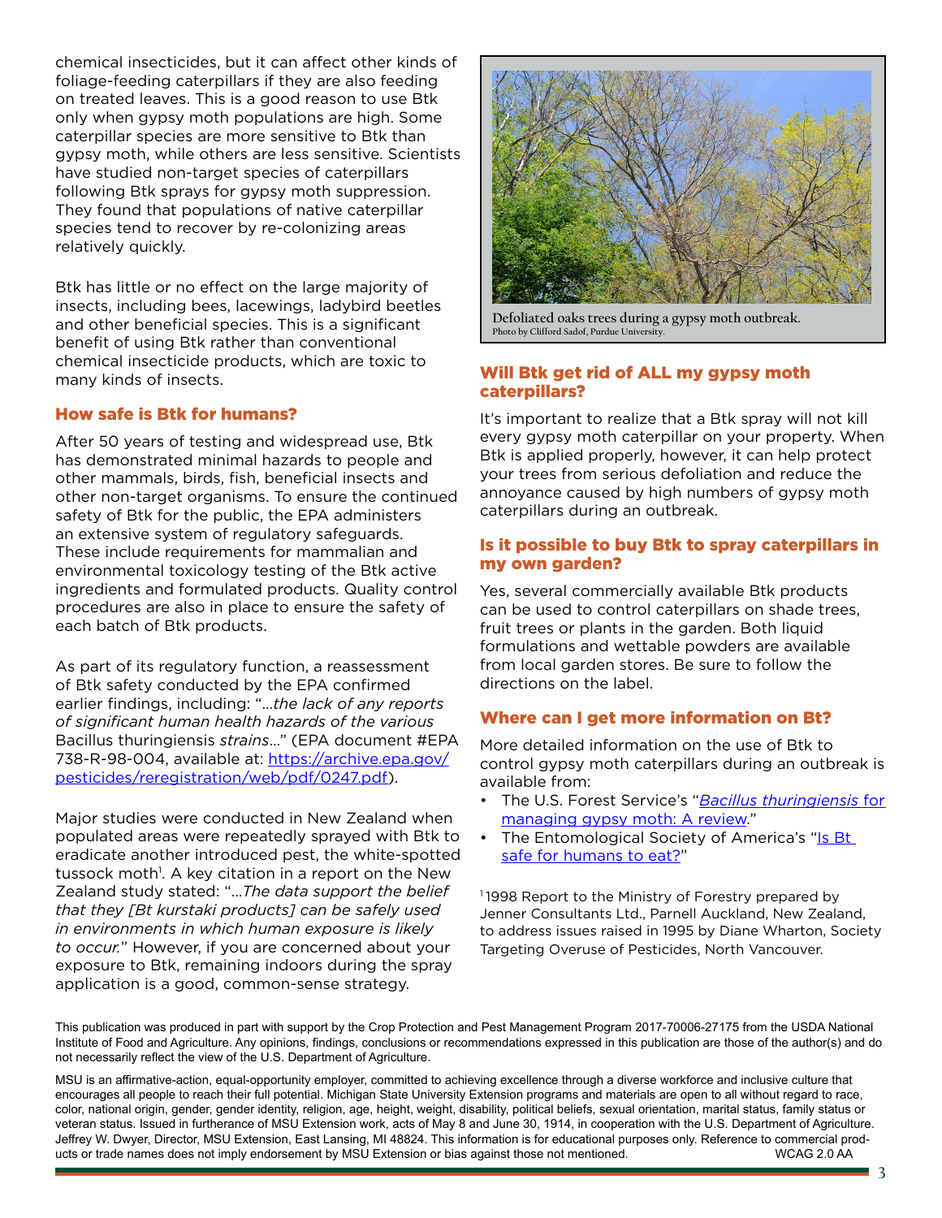chemical insecticides, but it can affect other kinds of foliage-feeding caterpillars if they are also feeding on treated leaves. This is a good reason to use Btk only when gypsy moth populations are high. Some caterpillar species are more sensitive to Btk than gypsy moth, while others are less sensitive. Scientists have studied non-target species of caterpillars following Btk sprays for gypsy moth suppression. They found that populations of native caterpillar species tend to recover by re-colonizing areas relatively quickly.

Btk has little or no effect on the large majority of insects, including bees, lacewings, ladybird beetles and other beneficial species. This is a significant benefit of using Btk rather than conventional chemical insecticide products, which are toxic to many kinds of insects.

## How safe is Btk for humans?

After 50 years of testing and widespread use, Btk has demonstrated minimal hazards to people and other mammals, birds, fish, beneficial insects and other non-target organisms. To ensure the continued safety of Btk for the public, the EPA administers an extensive system of regulatory safeguards. These include requirements for mammalian and environmental toxicology testing of the Btk active ingredients and formulated products. Quality control procedures are also in place to ensure the safety of each batch of Btk products.

As part of its regulatory function, a reassessment of Btk safety conducted by the EPA confirmed earlier findings, including: "*…the lack of any reports of significant human health hazards of the various* Bacillus thuringiensis *strains…*" (EPA document #EPA 738-R-98-004, available at: https://archive.epa.gov/pesticides/reregistration/web/pdf/0247.pdf).

Major studies were conducted in New Zealand when populated areas were repeatedly sprayed with Btk to eradicate another introduced pest, the white-spotted tussock moth[1]. A key citation in a report on the New Zealand study stated: "*…The data support the belief that they [Bt kurstaki products] can be safely used in environments in which human exposure is likely to occur.*" However, if you are concerned about your exposure to Btk, remaining indoors during the spray application is a good, common-sense strategy.

Defoliated oaks trees during a gypsy moth outbreak.
Photo by Clifford Sadof, Purdue University.

## Will Btk get rid of ALL my gypsy moth caterpillars?

It's important to realize that a Btk spray will not kill every gypsy moth caterpillar on your property. When Btk is applied properly, however, it can help protect your trees from serious defoliation and reduce the annoyance caused by high numbers of gypsy moth caterpillars during an outbreak.

## Is it possible to buy Btk to spray caterpillars in my own garden?

Yes, several commercially available Btk products can be used to control caterpillars on shade trees, fruit trees or plants in the garden. Both liquid formulations and wettable powders are available from local garden stores. Be sure to follow the directions on the label.

## Where can I get more information on Bt?

More detailed information on the use of Btk to control gypsy moth caterpillars during an outbreak is available from:

- The U.S. Forest Service's "*Bacillus thuringiensis* for managing gypsy moth: A review."
- The Entomological Society of America's "Is Bt safe for humans to eat?"

[1] 1998 Report to the Ministry of Forestry prepared by Jenner Consultants Ltd., Parnell Auckland, New Zealand, to address issues raised in 1995 by Diane Wharton, Society Targeting Overuse of Pesticides, North Vancouver.

This publication was produced in part with support by the Crop Protection and Pest Management Program 2017-70006-27175 from the USDA National Institute of Food and Agriculture. Any opinions, findings, conclusions or recommendations expressed in this publication are those of the author(s) and do not necessarily reflect the view of the U.S. Department of Agriculture.

MSU is an affirmative-action, equal-opportunity employer, committed to achieving excellence through a diverse workforce and inclusive culture that encourages all people to reach their full potential. Michigan State University Extension programs and materials are open to all without regard to race, color, national origin, gender, gender identity, religion, age, height, weight, disability, political beliefs, sexual orientation, marital status, family status or veteran status. Issued in furtherance of MSU Extension work, acts of May 8 and June 30, 1914, in cooperation with the U.S. Department of Agriculture. Jeffrey W. Dwyer, Director, MSU Extension, East Lansing, MI 48824. This information is for educational purposes only. Reference to commercial products or trade names does not imply endorsement by MSU Extension or bias against those not mentioned. WCAG 2.0 AA